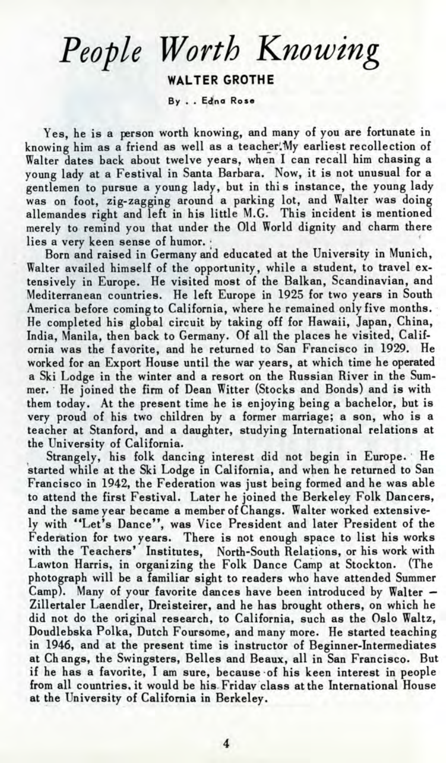# *People Worth Knowing*

## WALTER GROTHE

By . . Edna Rose

Yes, he is a person worth knowing, and many of you are fortunate in knowing him as a friend as well as a teacher. My earliest recollection of Walter dates back about twelve years, when I can recall him chasing a young lady at a Festival in Santa Barbara. Now, it is not unusual for a gentlemen to pursue a young lady, but in this instance, the young lady was on foot, zig-zagging around a parking lot, and Walter was doing allemandes right and left in his little M.G. This incident is mentioned merely to remind you that under the Old World dignity and charm there lies a very keen sense of humor.

Born and raised in Germany and educated at the University in Munich, Walter availed himself of the opportunity, while a student, to travel extensively in Europe. He visited most of the Balkan, Scandinavian, and Mediterranean countries. He left Europe in 1925 for two years in South America before coming to California, where he remained only five months. He completed his global circuit by taking off for Hawaii, Japan, China, India, Manila, then back to Germany. Of all the places he visited, California was the favorite, and he returned to San Francisco in 1929. He worked for an Export House until the war years, at which time he operated a Ski Lodge in the winter and a resort on the Russian River in the Summer. He joined the firm of Dean Witter (Stocks and Bonds) and is with them today. At the present time he is enjoying being a bachelor, but is very proud of his two children by a former marriage; a son, who is a teacher at Stanford, and a daughter, studying International relations at the University of California.

Strangely, his folk dancing interest did not begin in Europe. He started while at the Ski Lodge in California, and when he returned to San Francisco in 1942, the Federation was just being formed and he was able to attend the first Festival. Later he joined the Berkeley Folk Dancers, and the same year became a member of Changs. Walter worked extensively with "Let's Dance", was Vice President and later President of the Federation for two years. There is not enough space to list his works with the Teachers' Institutes, North-South Relations, or his work with Lawton Harris, in organizing the Folk Dance Camp at Stockton. (The photograph will be a familiar sight to readers who have attended Summer Camp). Many of your favorite dances have been introduced by Walter – Zillertaler Laendler, Dreisteirer, and he has brought others, on which he did not do the original research, to California, such as the Oslo Waltz, Doudlebska Polka, Dutch Foursome, and many more. He started teaching in 1946, and at the present time is instructor of Beginner-Intermediates at Changs, the Swingsters, Belles and Beaux, all in San Francisco. But if he has a favorite, I am sure, because of his keen interest in people from all countries, it would be his Friday class at the International House at the University of California in Berkeley.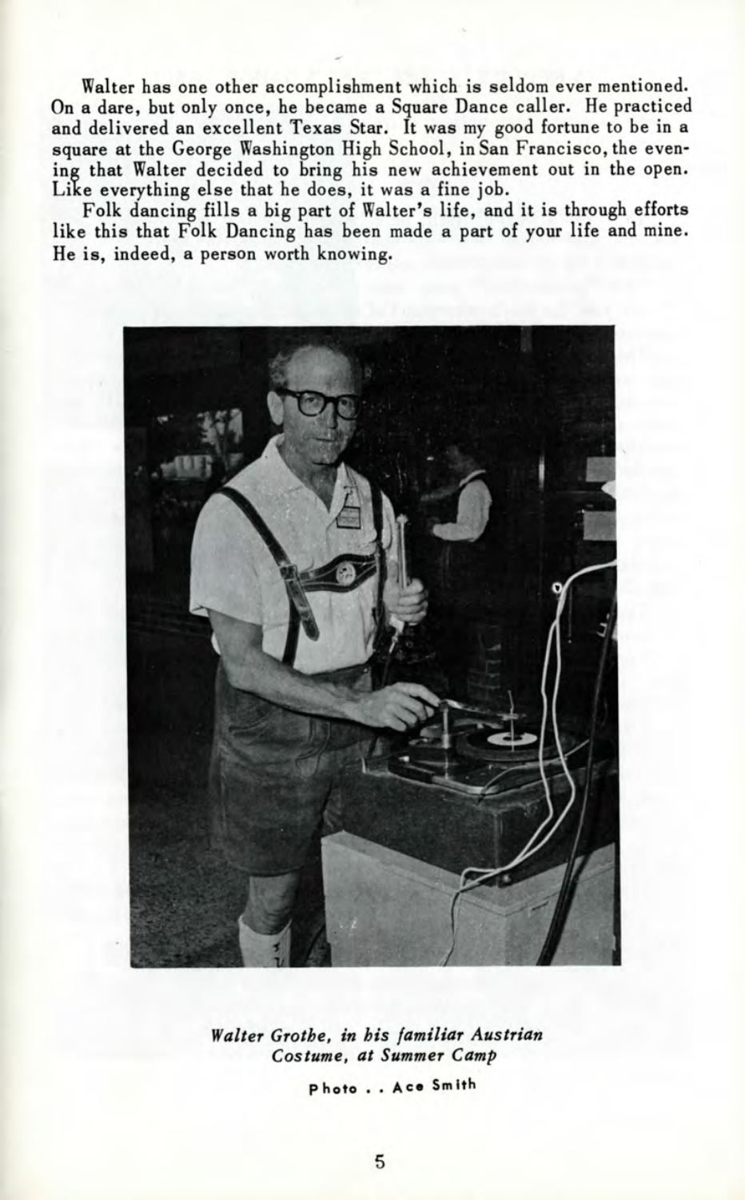Walter has one other accomplishment which is seldom ever mentioned. On a dare, but only once, he became a Square Dance caller. He practiced and delivered an excellent Texas Star. It was my good fortune to be in a square at the George Washington High School, in San Francisco, the evening that Walter decided to bring his new achievement out in the open. Like everything else that he does, it was a fine job.

Folk dancing fills a big part of Walter's life, and it is through efforts like this that Folk Dancing has been made a part of your life and mine. He is, indeed, a person worth knowing.

*Walter Grothe, in his familiar Austrian Costume, at Summer Camp*

Photo . . Ace Smith